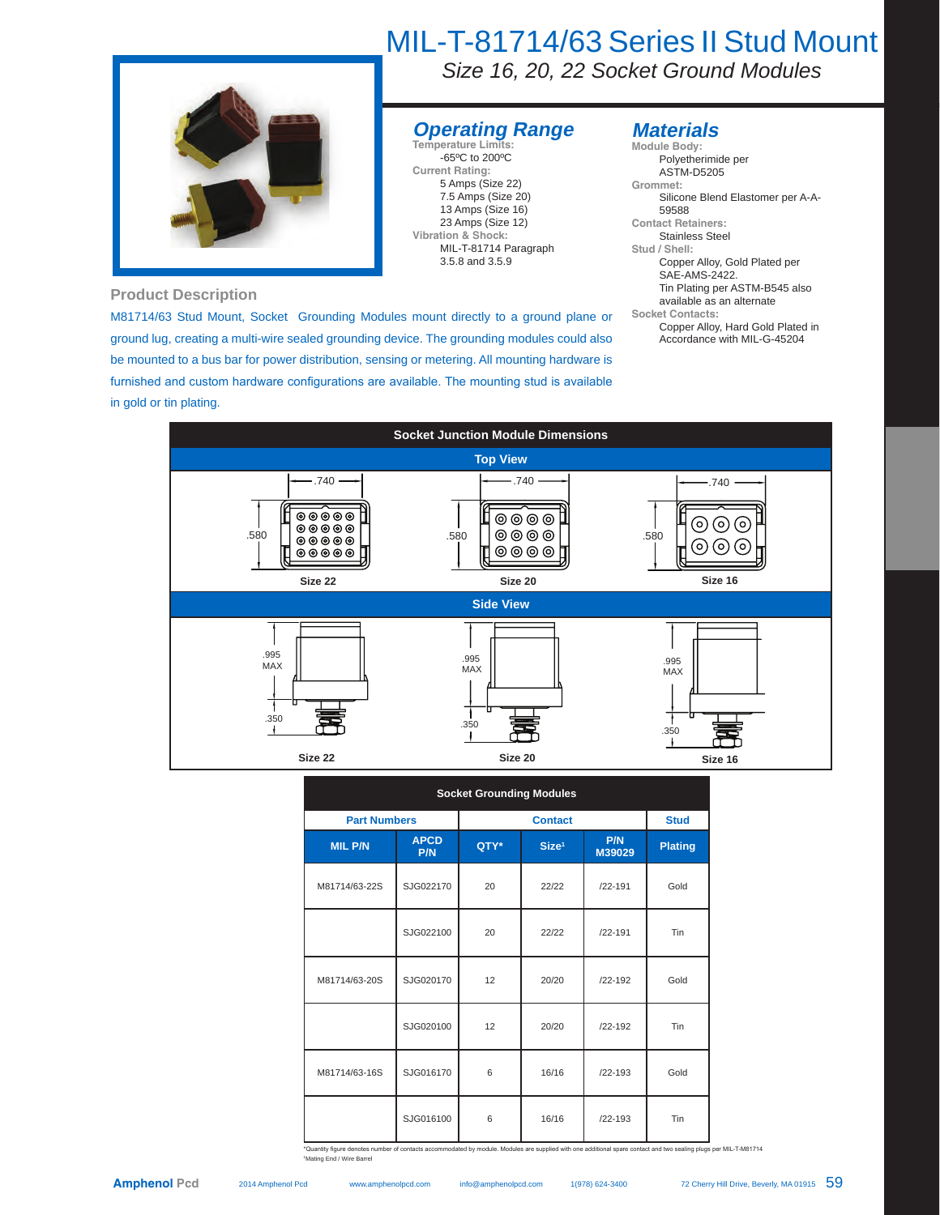# MIL-T-81714/63 Series II Stud Mount

*Size 16, 20, 22 Socket Ground Modules*

## Operating Range

**Temperature Limits:**
-65ºC to 200ºC

**Current Rating:**
5 Amps (Size 22)
7.5 Amps (Size 20)
13 Amps (Size 16)
23 Amps (Size 12)

**Vibration & Shock:**
MIL-T-81714 Paragraph 3.5.8 and 3.5.9

## Materials

**Module Body:**
Polyetherimide per ASTM-D5205

**Grommet:**
Silicone Blend Elastomer per A-A-59588

**Contact Retainers:**
Stainless Steel

**Stud / Shell:**
Copper Alloy, Gold Plated per SAE-AMS-2422.
Tin Plating per ASTM-B545 also available as an alternate

**Socket Contacts:**
Copper Alloy, Hard Gold Plated in Accordance with MIL-G-45204

## Product Description

M81714/63 Stud Mount, Socket Grounding Modules mount directly to a ground plane or ground lug, creating a multi-wire sealed grounding device. The grounding modules could also be mounted to a bus bar for power distribution, sensing or metering. All mounting hardware is furnished and custom hardware configurations are available. The mounting stud is available in gold or tin plating.

## Socket Junction Module Dimensions

### Top View

.740
.580
Size 22

.740
.580
Size 20

.740
.580
Size 16

### Side View

.995 MAX
.350
Size 22

.995 MAX
.350
Size 20

.995 MAX
.350
Size 16

## Socket Grounding Modules

| Part Numbers | | Contact | | | Stud |
|---|---|---|---|---|---|
| MIL P/N | APCD P/N | QTY* | Size¹ | P/N M39029 | Plating |
| M81714/63-22S | SJG022170 | 20 | 22/22 | /22-191 | Gold |
| | SJG022100 | 20 | 22/22 | /22-191 | Tin |
| M81714/63-20S | SJG020170 | 12 | 20/20 | /22-192 | Gold |
| | SJG020100 | 12 | 20/20 | /22-192 | Tin |
| M81714/63-16S | SJG016170 | 6 | 16/16 | /22-193 | Gold |
| | SJG016100 | 6 | 16/16 | /22-193 | Tin |

*Quantity figure denotes number of contacts accommodated by module. Modules are supplied with one additional spare contact and two sealing plugs per MIL-T-81714
¹Mating End / Wire Barrel

**Amphenol Pcd** 2014 Amphenol Pcd www.amphenolpcd.com info@amphenolpcd.com 1(978) 624-3400 72 Cherry Hill Drive, Beverly, MA 01915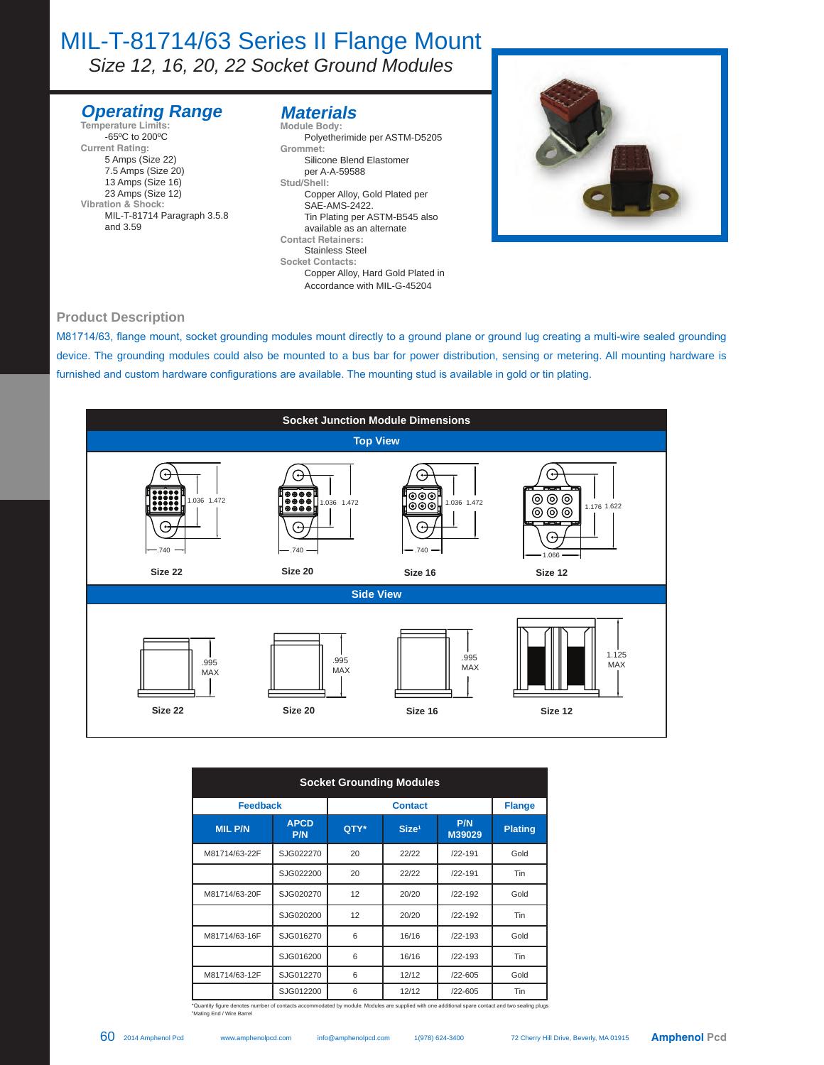# MIL-T-81714/63 Series II Flange Mount

*Size 12, 16, 20, 22 Socket Ground Modules*

## Operating Range

**Temperature Limits:**
-65ºC to 200ºC

**Current Rating:**
5 Amps (Size 22)
7.5 Amps (Size 20)
13 Amps (Size 16)
23 Amps (Size 12)

**Vibration & Shock:**
MIL-T-81714 Paragraph 3.5.8 and 3.59

## Materials

**Module Body:**
Polyetherimide per ASTM-D5205

**Grommet:**
Silicone Blend Elastomer per A-A-59588

**Stud/Shell:**
Copper Alloy, Gold Plated per SAE-AMS-2422.
Tin Plating per ASTM-B545 also available as an alternate

**Contact Retainers:**
Stainless Steel

**Socket Contacts:**
Copper Alloy, Hard Gold Plated in Accordance with MIL-G-45204

### Product Description

M81714/63, flange mount, socket grounding modules mount directly to a ground plane or ground lug creating a multi-wire sealed grounding device. The grounding modules could also be mounted to a bus bar for power distribution, sensing or metering. All mounting hardware is furnished and custom hardware configurations are available. The mounting stud is available in gold or tin plating.

### Socket Junction Module Dimensions

**Top View**

Size 22: 1.036 1.472 .740
Size 20: 1.036 1.472 .740
Size 16: 1.036 1.472 .740
Size 12: 1.176 1.622 1.066

**Side View**

Size 22: .995 MAX
Size 20: .995 MAX
Size 16: .995 MAX
Size 12: 1.125 MAX

### Socket Grounding Modules

| Feedback | | Contact | | | Flange |
|---|---|---|---|---|---|
| MIL P/N | APCD P/N | QTY* | Size¹ | P/N M39029 | Plating |
| M81714/63-22F | SJG022270 | 20 | 22/22 | /22-191 | Gold |
| | SJG022200 | 20 | 22/22 | /22-191 | Tin |
| M81714/63-20F | SJG020270 | 12 | 20/20 | /22-192 | Gold |
| | SJG020200 | 12 | 20/20 | /22-192 | Tin |
| M81714/63-16F | SJG016270 | 6 | 16/16 | /22-193 | Gold |
| | SJG016200 | 6 | 16/16 | /22-193 | Tin |
| M81714/63-12F | SJG012270 | 6 | 12/12 | /22-605 | Gold |
| | SJG012200 | 6 | 12/12 | /22-605 | Tin |

*Quantity figure denotes number of contacts accommodated by module. Modules are supplied with one additional spare contact and two sealing plugs
¹Mating End / Wire Barrel